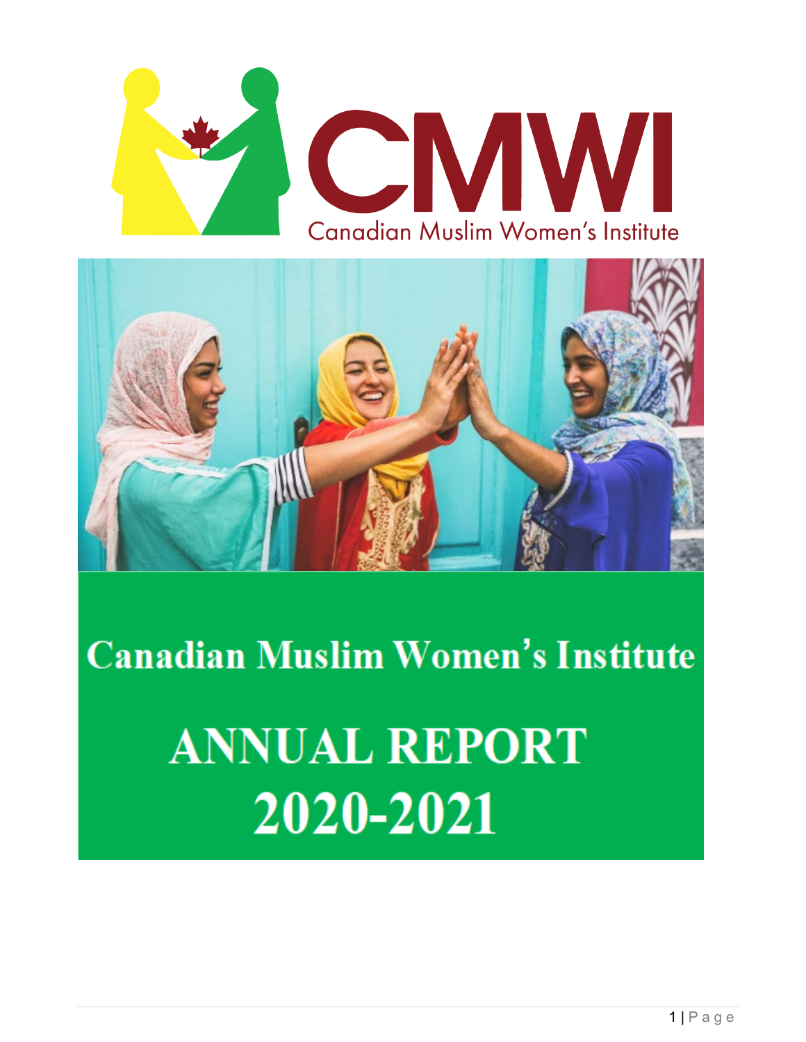# CMWI

Canadian Muslim Women's Institute

# Canadian Muslim Women's Institute

# ANNUAL REPORT 2020-2021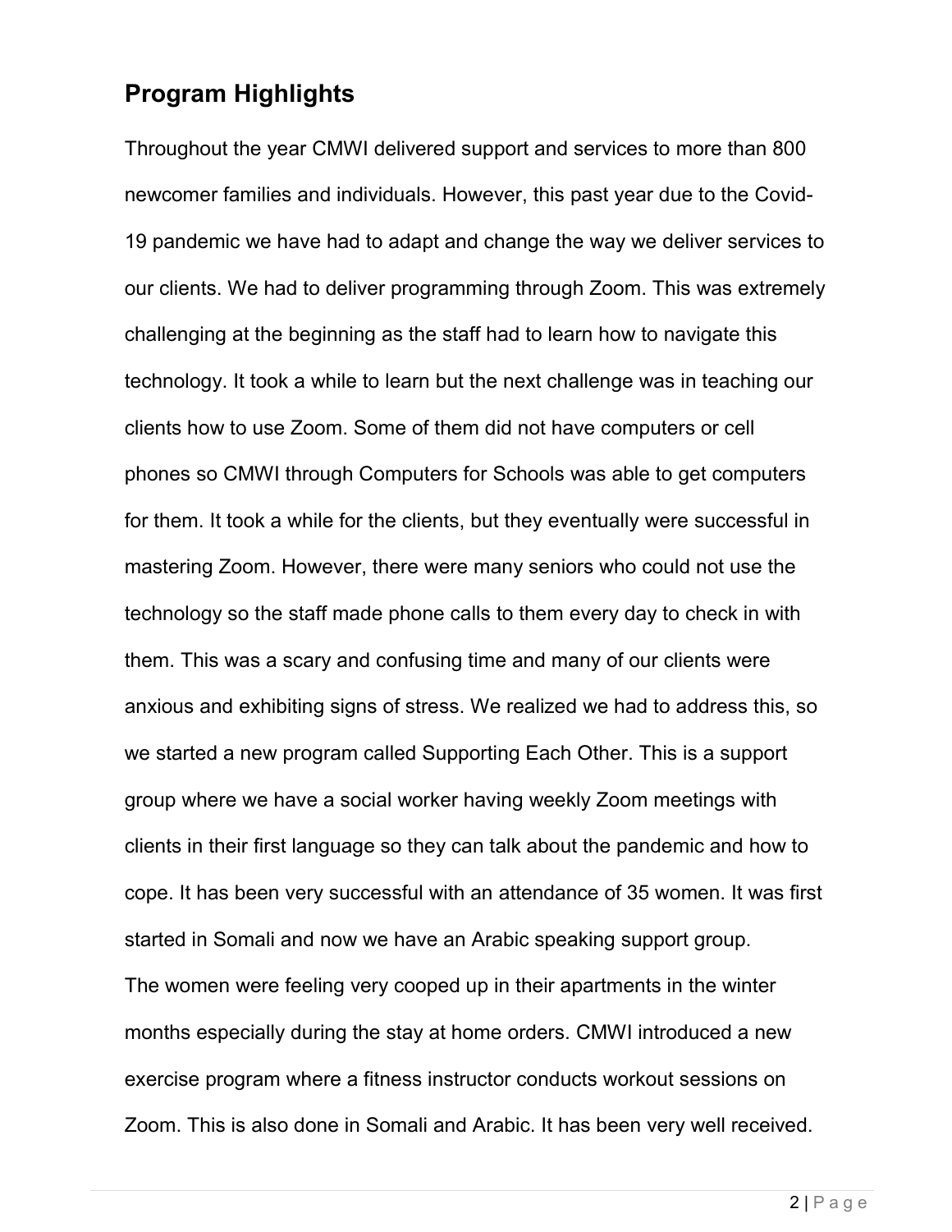## Program Highlights

Throughout the year CMWI delivered support and services to more than 800 newcomer families and individuals. However, this past year due to the Covid-19 pandemic we have had to adapt and change the way we deliver services to our clients. We had to deliver programming through Zoom. This was extremely challenging at the beginning as the staff had to learn how to navigate this technology. It took a while to learn but the next challenge was in teaching our clients how to use Zoom. Some of them did not have computers or cell phones so CMWI through Computers for Schools was able to get computers for them. It took a while for the clients, but they eventually were successful in mastering Zoom. However, there were many seniors who could not use the technology so the staff made phone calls to them every day to check in with them. This was a scary and confusing time and many of our clients were anxious and exhibiting signs of stress. We realized we had to address this, so we started a new program called Supporting Each Other. This is a support group where we have a social worker having weekly Zoom meetings with clients in their first language so they can talk about the pandemic and how to cope. It has been very successful with an attendance of 35 women. It was first started in Somali and now we have an Arabic speaking support group.

The women were feeling very cooped up in their apartments in the winter months especially during the stay at home orders. CMWI introduced a new exercise program where a fitness instructor conducts workout sessions on Zoom. This is also done in Somali and Arabic. It has been very well received.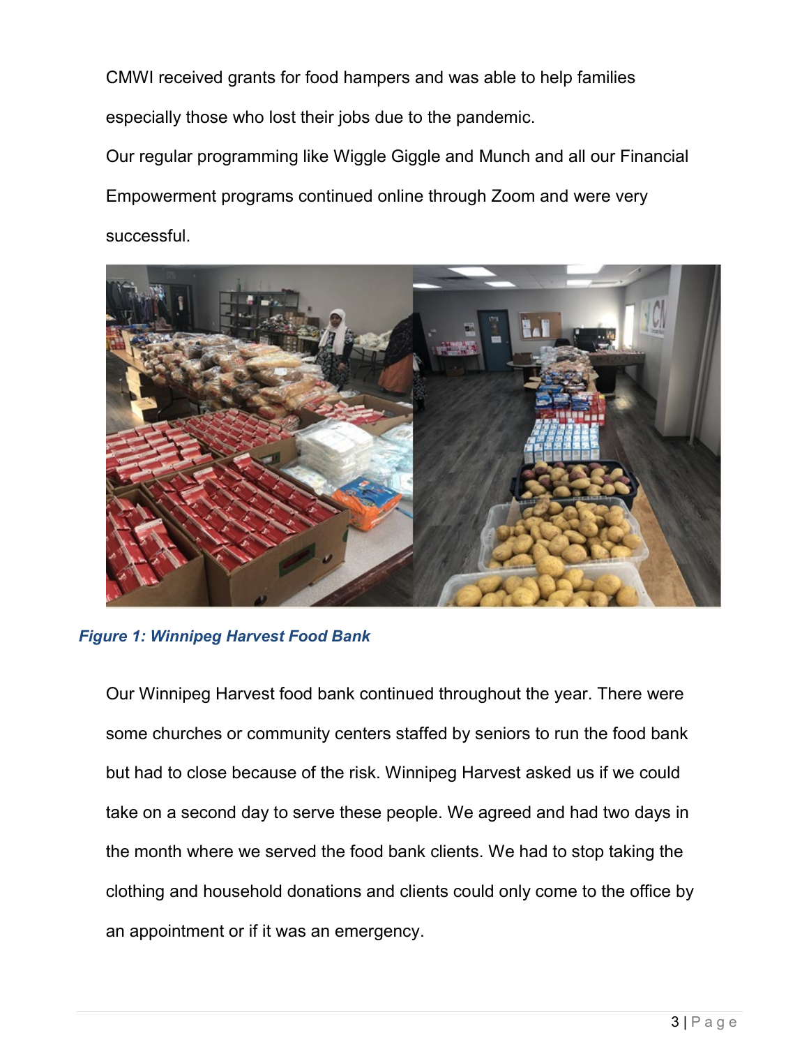CMWI received grants for food hampers and was able to help families especially those who lost their jobs due to the pandemic.

Our regular programming like Wiggle Giggle and Munch and all our Financial Empowerment programs continued online through Zoom and were very successful.

***Figure 1: Winnipeg Harvest Food Bank***

Our Winnipeg Harvest food bank continued throughout the year. There were some churches or community centers staffed by seniors to run the food bank but had to close because of the risk. Winnipeg Harvest asked us if we could take on a second day to serve these people. We agreed and had two days in the month where we served the food bank clients. We had to stop taking the clothing and household donations and clients could only come to the office by an appointment or if it was an emergency.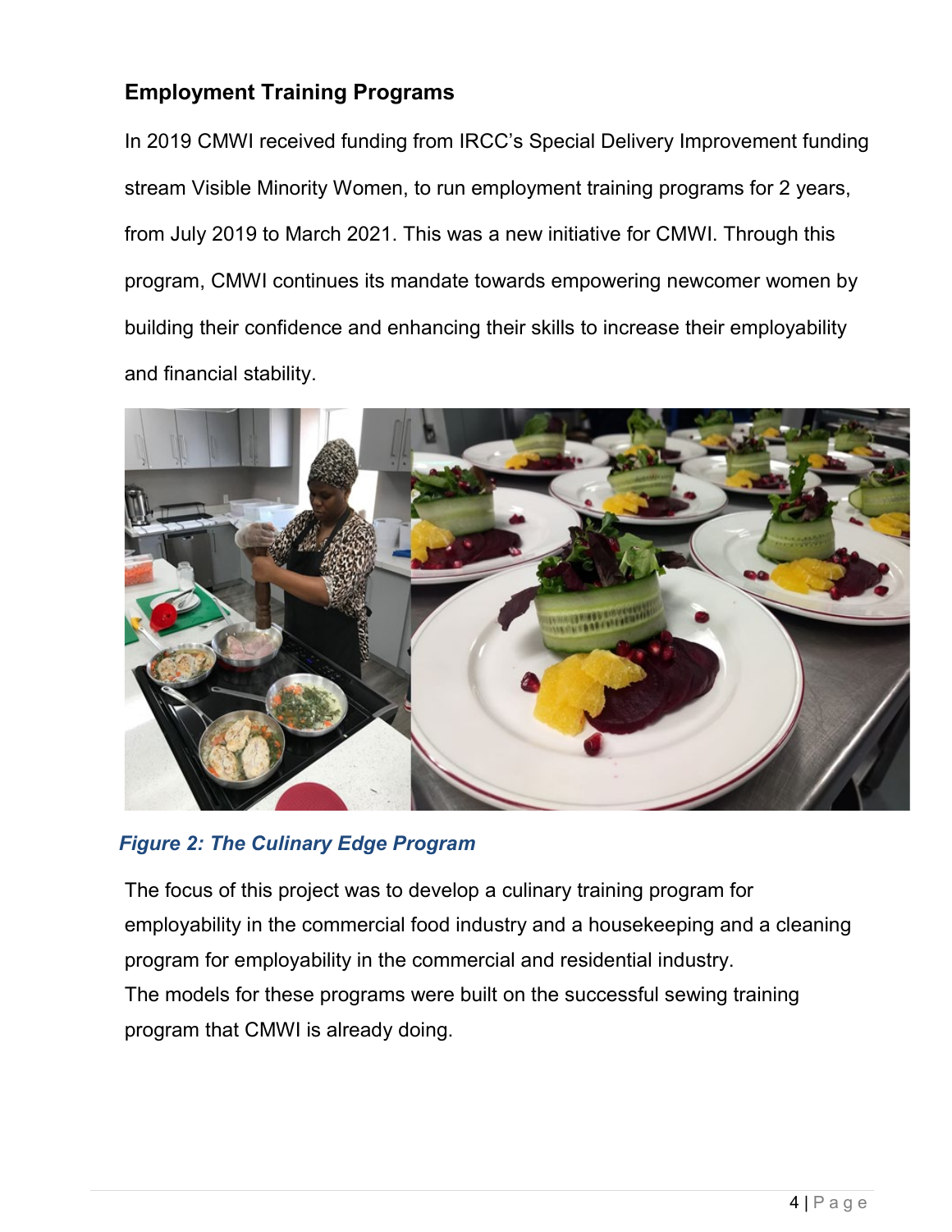## Employment Training Programs

In 2019 CMWI received funding from IRCC's Special Delivery Improvement funding stream Visible Minority Women, to run employment training programs for 2 years, from July 2019 to March 2021. This was a new initiative for CMWI. Through this program, CMWI continues its mandate towards empowering newcomer women by building their confidence and enhancing their skills to increase their employability and financial stability.

***Figure 2: The Culinary Edge Program***

The focus of this project was to develop a culinary training program for employability in the commercial food industry and a housekeeping and a cleaning program for employability in the commercial and residential industry.
The models for these programs were built on the successful sewing training program that CMWI is already doing.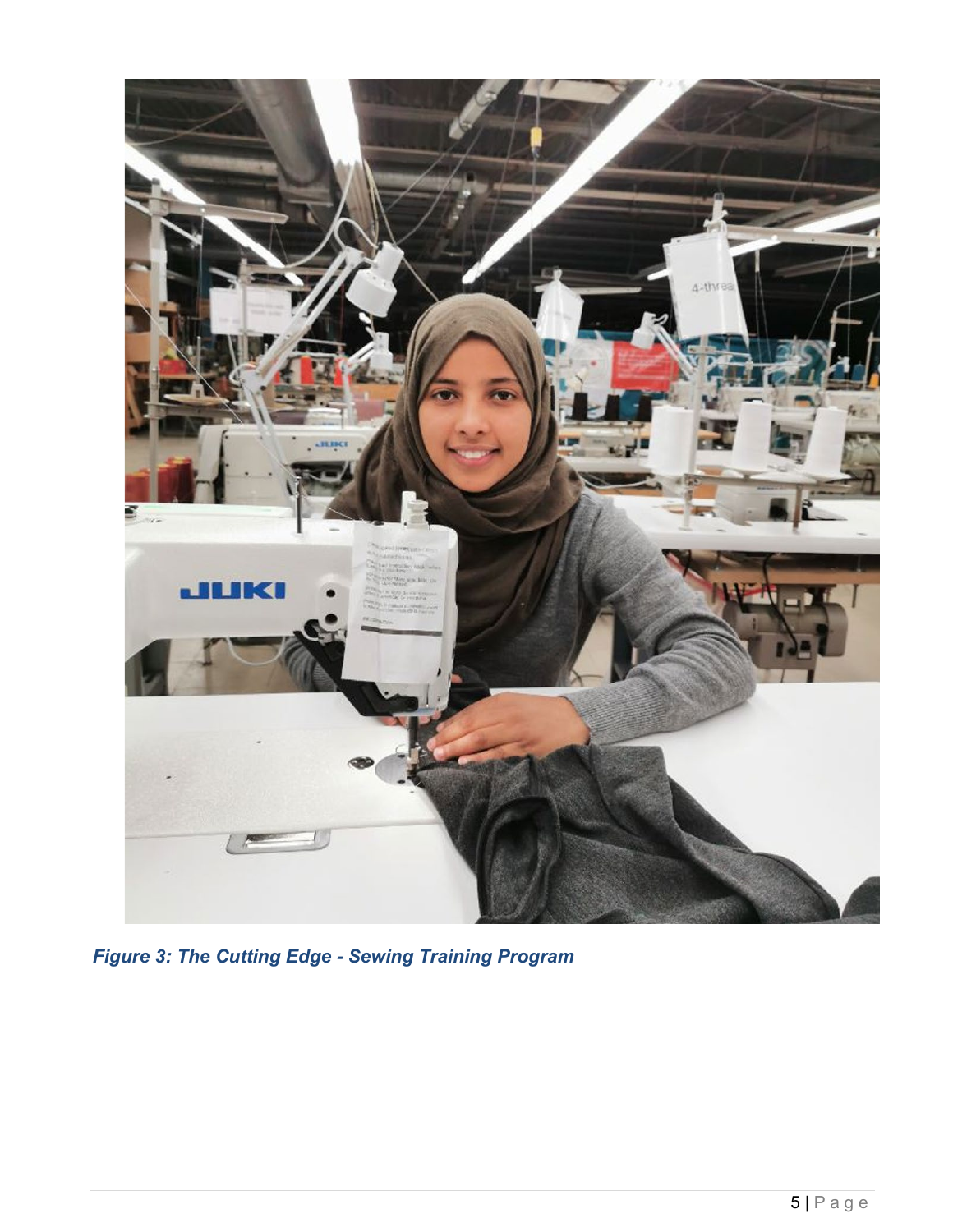*Figure 3: The Cutting Edge - Sewing Training Program*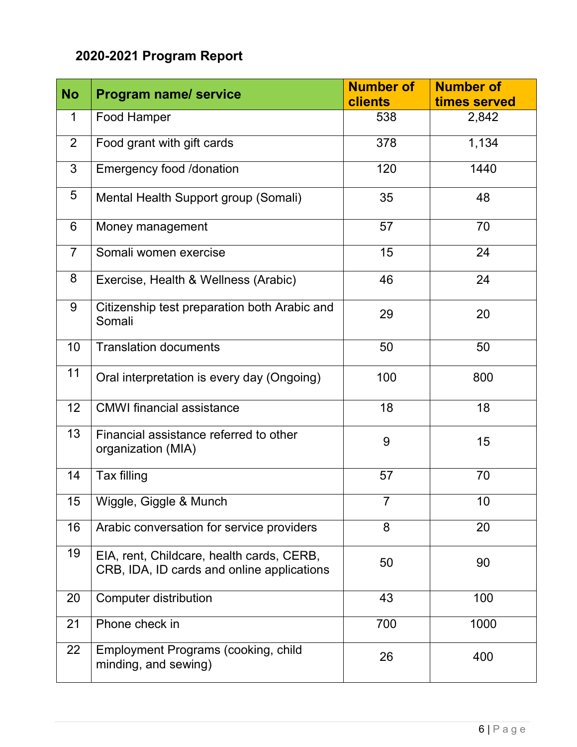## 2020-2021 Program Report

| No | Program name/ service | Number of clients | Number of times served |
|---|---|---|---|
| 1 | Food Hamper | 538 | 2,842 |
| 2 | Food grant with gift cards | 378 | 1,134 |
| 3 | Emergency food /donation | 120 | 1440 |
| 5 | Mental Health Support group (Somali) | 35 | 48 |
| 6 | Money management | 57 | 70 |
| 7 | Somali women exercise | 15 | 24 |
| 8 | Exercise, Health & Wellness (Arabic) | 46 | 24 |
| 9 | Citizenship test preparation both Arabic and Somali | 29 | 20 |
| 10 | Translation documents | 50 | 50 |
| 11 | Oral interpretation is every day (Ongoing) | 100 | 800 |
| 12 | CMWI financial assistance | 18 | 18 |
| 13 | Financial assistance referred to other organization (MIA) | 9 | 15 |
| 14 | Tax filling | 57 | 70 |
| 15 | Wiggle, Giggle & Munch | 7 | 10 |
| 16 | Arabic conversation for service providers | 8 | 20 |
| 19 | EIA, rent, Childcare, health cards, CERB, CRB, IDA, ID cards and online applications | 50 | 90 |
| 20 | Computer distribution | 43 | 100 |
| 21 | Phone check in | 700 | 1000 |
| 22 | Employment Programs (cooking, child minding, and sewing) | 26 | 400 |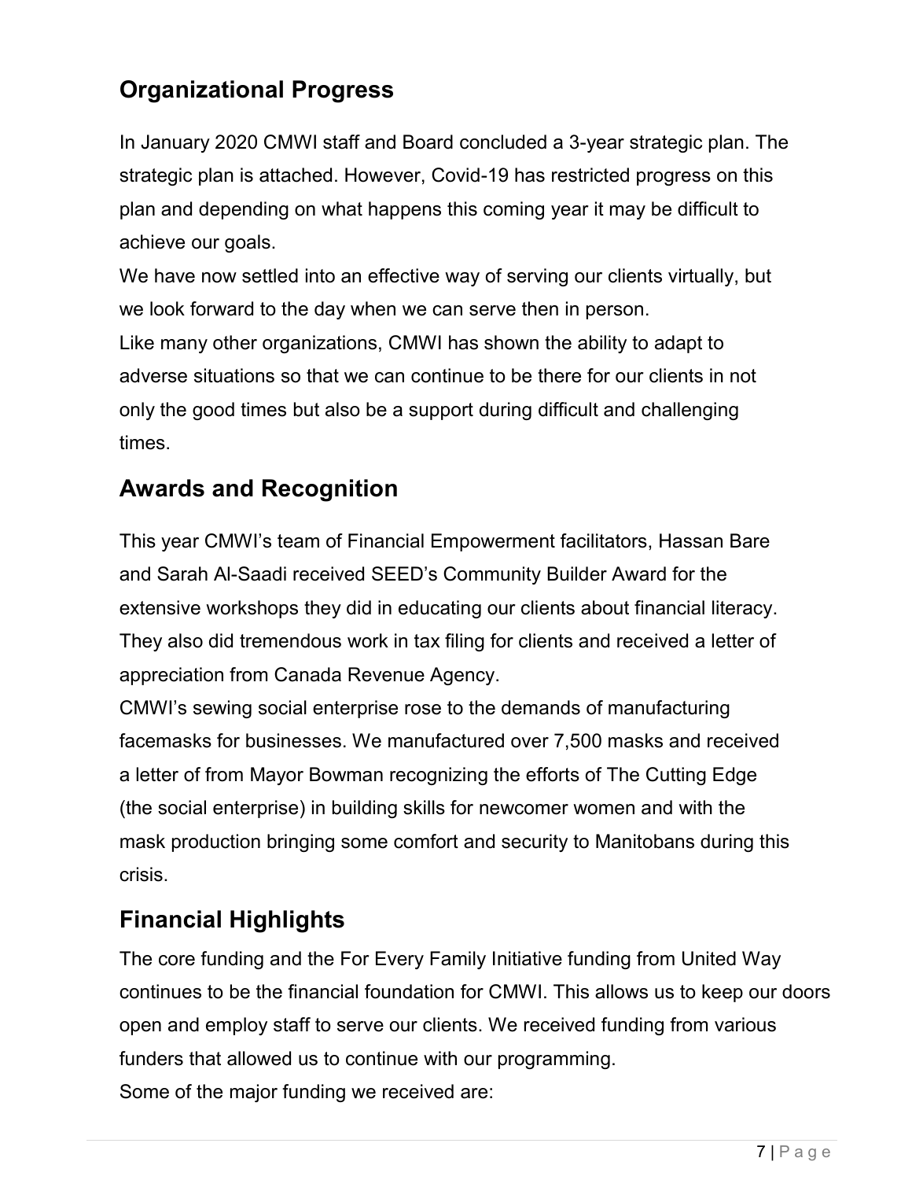## Organizational Progress

In January 2020 CMWI staff and Board concluded a 3-year strategic plan. The strategic plan is attached. However, Covid-19 has restricted progress on this plan and depending on what happens this coming year it may be difficult to achieve our goals.

We have now settled into an effective way of serving our clients virtually, but we look forward to the day when we can serve then in person.

Like many other organizations, CMWI has shown the ability to adapt to adverse situations so that we can continue to be there for our clients in not only the good times but also be a support during difficult and challenging times.

## Awards and Recognition

This year CMWI's team of Financial Empowerment facilitators, Hassan Bare and Sarah Al-Saadi received SEED's Community Builder Award for the extensive workshops they did in educating our clients about financial literacy. They also did tremendous work in tax filing for clients and received a letter of appreciation from Canada Revenue Agency.

CMWI's sewing social enterprise rose to the demands of manufacturing facemasks for businesses. We manufactured over 7,500 masks and received a letter of from Mayor Bowman recognizing the efforts of The Cutting Edge (the social enterprise) in building skills for newcomer women and with the mask production bringing some comfort and security to Manitobans during this crisis.

## Financial Highlights

The core funding and the For Every Family Initiative funding from United Way continues to be the financial foundation for CMWI. This allows us to keep our doors open and employ staff to serve our clients. We received funding from various funders that allowed us to continue with our programming.

Some of the major funding we received are: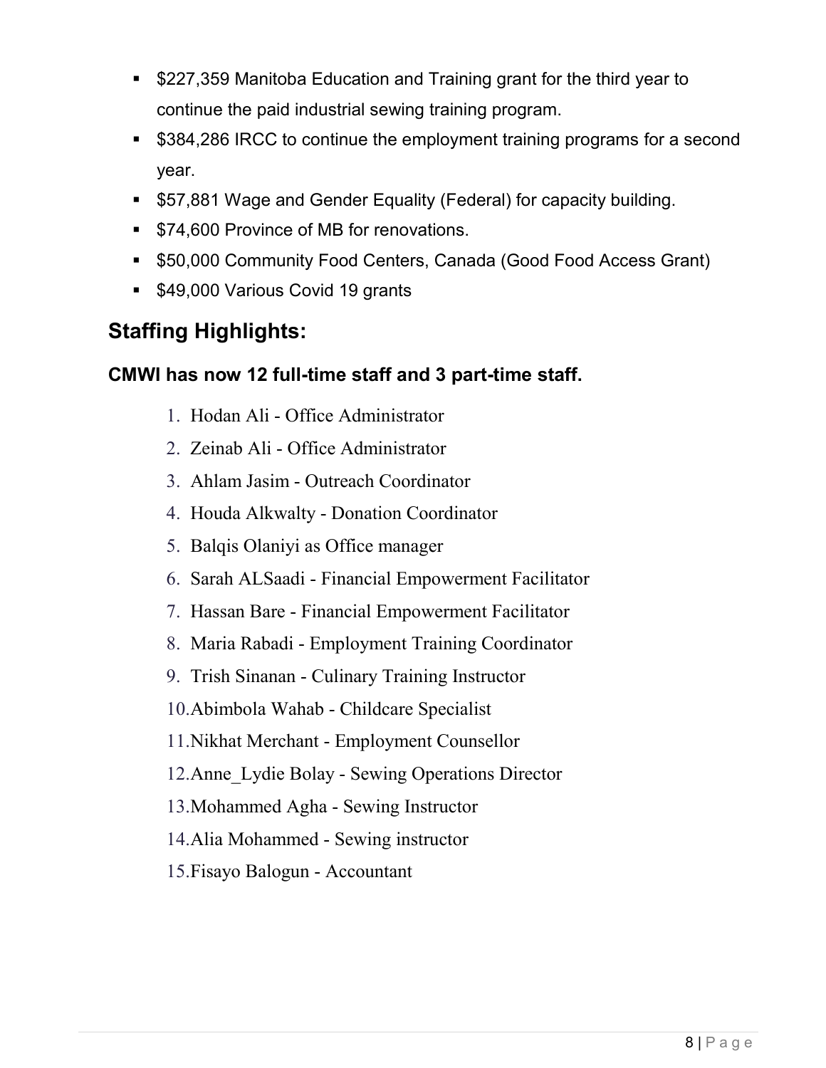- $227,359 Manitoba Education and Training grant for the third year to continue the paid industrial sewing training program.
- $384,286 IRCC to continue the employment training programs for a second year.
- $57,881 Wage and Gender Equality (Federal) for capacity building.
- $74,600 Province of MB for renovations.
- $50,000 Community Food Centers, Canada (Good Food Access Grant)
- $49,000 Various Covid 19 grants

## Staffing Highlights:

### CMWI has now 12 full-time staff and 3 part-time staff.

1. Hodan Ali - Office Administrator
2. Zeinab Ali - Office Administrator
3. Ahlam Jasim - Outreach Coordinator
4. Houda Alkwalty - Donation Coordinator
5. Balqis Olaniyi as Office manager
6. Sarah ALSaadi - Financial Empowerment Facilitator
7. Hassan Bare - Financial Empowerment Facilitator
8. Maria Rabadi - Employment Training Coordinator
9. Trish Sinanan - Culinary Training Instructor
10. Abimbola Wahab - Childcare Specialist
11. Nikhat Merchant - Employment Counsellor
12. Anne_Lydie Bolay - Sewing Operations Director
13. Mohammed Agha - Sewing Instructor
14. Alia Mohammed - Sewing instructor
15. Fisayo Balogun - Accountant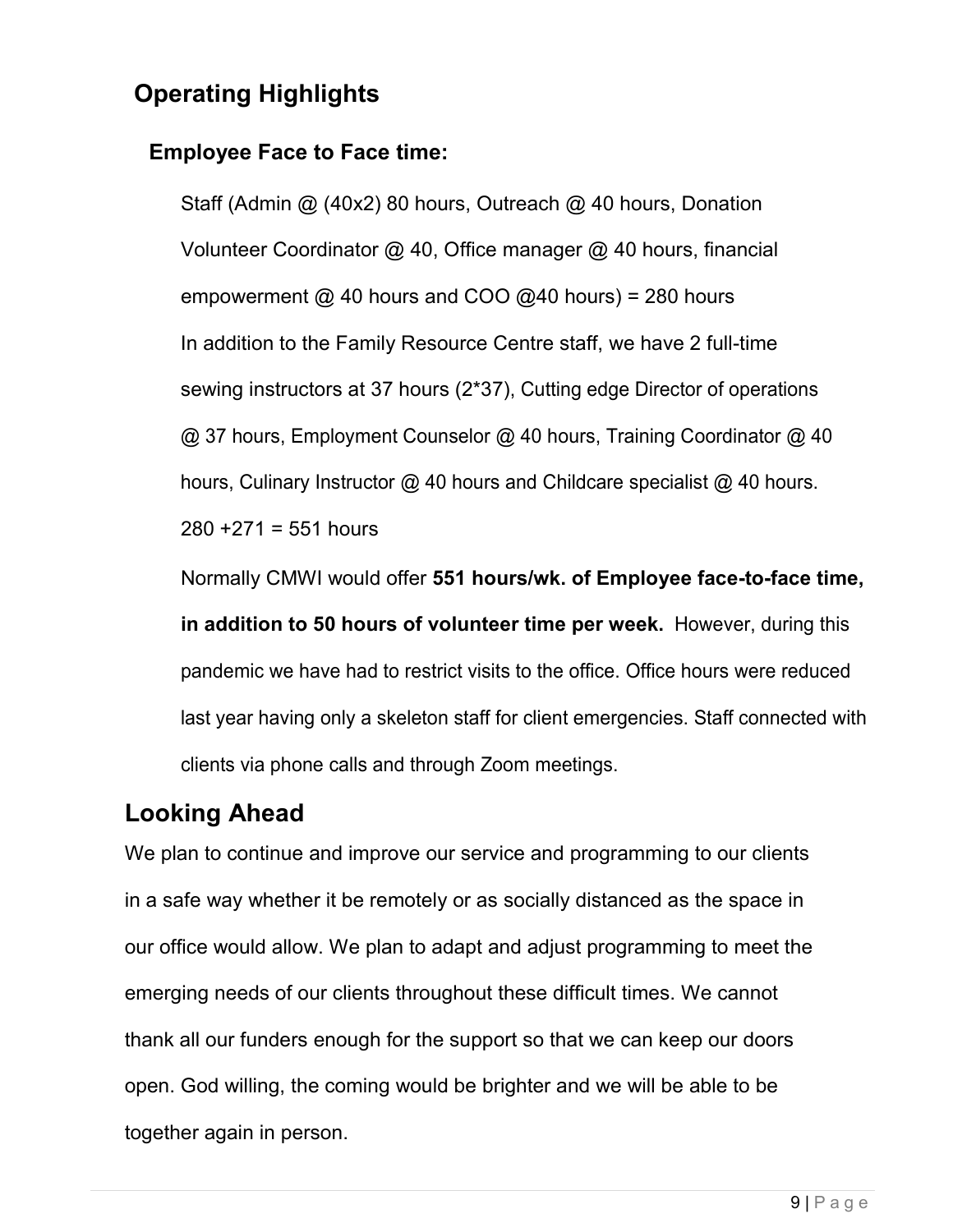## Operating Highlights

### Employee Face to Face time:

Staff (Admin @ (40x2) 80 hours, Outreach @ 40 hours, Donation Volunteer Coordinator @ 40, Office manager @ 40 hours, financial empowerment @ 40 hours and COO @40 hours) = 280 hours

In addition to the Family Resource Centre staff, we have 2 full-time sewing instructors at 37 hours (2*37), Cutting edge Director of operations @ 37 hours, Employment Counselor @ 40 hours, Training Coordinator @ 40 hours, Culinary Instructor @ 40 hours and Childcare specialist @ 40 hours.

280 +271 = 551 hours

Normally CMWI would offer **551 hours/wk. of Employee face-to-face time, in addition to 50 hours of volunteer time per week.** However, during this pandemic we have had to restrict visits to the office. Office hours were reduced last year having only a skeleton staff for client emergencies. Staff connected with clients via phone calls and through Zoom meetings.

## Looking Ahead

We plan to continue and improve our service and programming to our clients in a safe way whether it be remotely or as socially distanced as the space in our office would allow. We plan to adapt and adjust programming to meet the emerging needs of our clients throughout these difficult times. We cannot thank all our funders enough for the support so that we can keep our doors open. God willing, the coming would be brighter and we will be able to be together again in person.